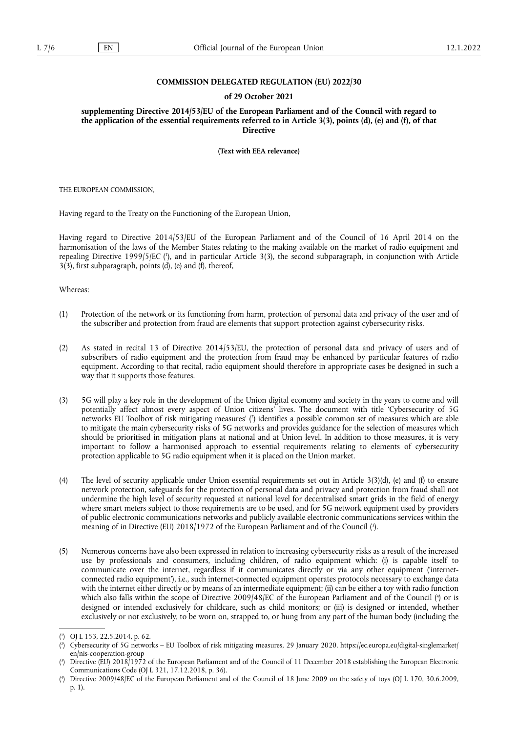**COMMISSION DELEGATED REGULATION (EU) 2022/30**

**of 29 October 2021**

**supplementing Directive 2014/53/EU of the European Parliament and of the Council with regard to the application of the essential requirements referred to in Article 3(3), points (d), (e) and (f), of that Directive**

**(Text with EEA relevance)**

THE EUROPEAN COMMISSION,

Having regard to the Treaty on the Functioning of the European Union,

Having regard to Directive 2014/53/EU of the European Parliament and of the Council of 16 April 2014 on the harmonisation of the laws of the Member States relating to the making available on the market of radio equipment and repealing Directive 1999/5/EC ([1]), and in particular Article 3(3), the second subparagraph, in conjunction with Article 3(3), first subparagraph, points (d), (e) and (f), thereof,

Whereas:

(1) Protection of the network or its functioning from harm, protection of personal data and privacy of the user and of the subscriber and protection from fraud are elements that support protection against cybersecurity risks.

(2) As stated in recital 13 of Directive 2014/53/EU, the protection of personal data and privacy of users and of subscribers of radio equipment and the protection from fraud may be enhanced by particular features of radio equipment. According to that recital, radio equipment should therefore in appropriate cases be designed in such a way that it supports those features.

(3) 5G will play a key role in the development of the Union digital economy and society in the years to come and will potentially affect almost every aspect of Union citizens' lives. The document with title 'Cybersecurity of 5G networks EU Toolbox of risk mitigating measures' ([2]) identifies a possible common set of measures which are able to mitigate the main cybersecurity risks of 5G networks and provides guidance for the selection of measures which should be prioritised in mitigation plans at national and at Union level. In addition to those measures, it is very important to follow a harmonised approach to essential requirements relating to elements of cybersecurity protection applicable to 5G radio equipment when it is placed on the Union market.

(4) The level of security applicable under Union essential requirements set out in Article 3(3)(d), (e) and (f) to ensure network protection, safeguards for the protection of personal data and privacy and protection from fraud shall not undermine the high level of security requested at national level for decentralised smart grids in the field of energy where smart meters subject to those requirements are to be used, and for 5G network equipment used by providers of public electronic communications networks and publicly available electronic communications services within the meaning of in Directive (EU) 2018/1972 of the European Parliament and of the Council ([3]).

(5) Numerous concerns have also been expressed in relation to increasing cybersecurity risks as a result of the increased use by professionals and consumers, including children, of radio equipment which: (i) is capable itself to communicate over the internet, regardless if it communicates directly or via any other equipment ('internet-connected radio equipment'), i.e., such internet-connected equipment operates protocols necessary to exchange data with the internet either directly or by means of an intermediate equipment; (ii) can be either a toy with radio function which also falls within the scope of Directive 2009/48/EC of the European Parliament and of the Council ([4]) or is designed or intended exclusively for childcare, such as child monitors; or (iii) is designed or intended, whether exclusively or not exclusively, to be worn on, strapped to, or hung from any part of the human body (including the

---

([1]) OJ L 153, 22.5.2014, p. 62.

([2]) Cybersecurity of 5G networks – EU Toolbox of risk mitigating measures, 29 January 2020. https://ec.europa.eu/digital-singlemarket/en/nis-cooperation-group

([3]) Directive (EU) 2018/1972 of the European Parliament and of the Council of 11 December 2018 establishing the European Electronic Communications Code (OJ L 321, 17.12.2018, p. 36).

([4]) Directive 2009/48/EC of the European Parliament and of the Council of 18 June 2009 on the safety of toys (OJ L 170, 30.6.2009, p. 1).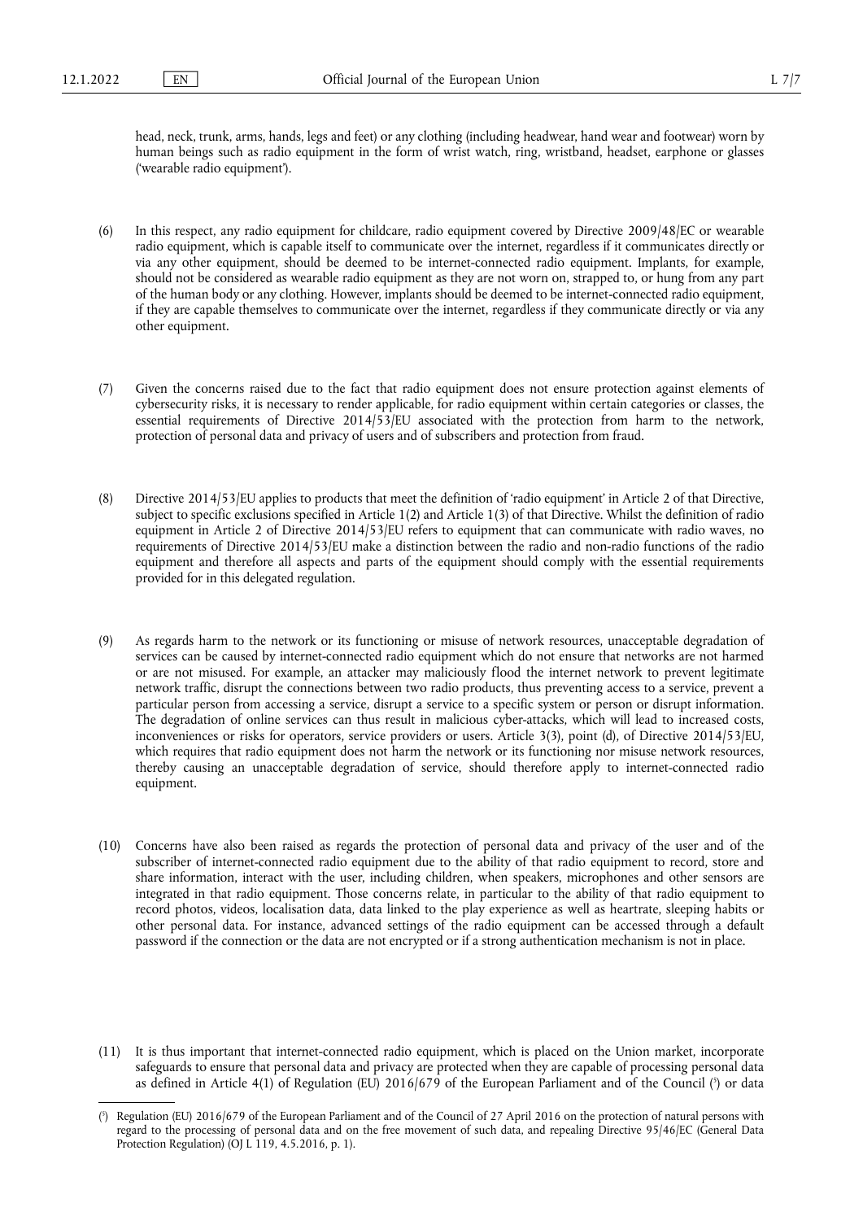head, neck, trunk, arms, hands, legs and feet) or any clothing (including headwear, hand wear and footwear) worn by human beings such as radio equipment in the form of wrist watch, ring, wristband, headset, earphone or glasses ('wearable radio equipment').

(6) In this respect, any radio equipment for childcare, radio equipment covered by Directive 2009/48/EC or wearable radio equipment, which is capable itself to communicate over the internet, regardless if it communicates directly or via any other equipment, should be deemed to be internet-connected radio equipment. Implants, for example, should not be considered as wearable radio equipment as they are not worn on, strapped to, or hung from any part of the human body or any clothing. However, implants should be deemed to be internet-connected radio equipment, if they are capable themselves to communicate over the internet, regardless if they communicate directly or via any other equipment.

(7) Given the concerns raised due to the fact that radio equipment does not ensure protection against elements of cybersecurity risks, it is necessary to render applicable, for radio equipment within certain categories or classes, the essential requirements of Directive 2014/53/EU associated with the protection from harm to the network, protection of personal data and privacy of users and of subscribers and protection from fraud.

(8) Directive 2014/53/EU applies to products that meet the definition of 'radio equipment' in Article 2 of that Directive, subject to specific exclusions specified in Article 1(2) and Article 1(3) of that Directive. Whilst the definition of radio equipment in Article 2 of Directive 2014/53/EU refers to equipment that can communicate with radio waves, no requirements of Directive 2014/53/EU make a distinction between the radio and non-radio functions of the radio equipment and therefore all aspects and parts of the equipment should comply with the essential requirements provided for in this delegated regulation.

(9) As regards harm to the network or its functioning or misuse of network resources, unacceptable degradation of services can be caused by internet-connected radio equipment which do not ensure that networks are not harmed or are not misused. For example, an attacker may maliciously flood the internet network to prevent legitimate network traffic, disrupt the connections between two radio products, thus preventing access to a service, prevent a particular person from accessing a service, disrupt a service to a specific system or person or disrupt information. The degradation of online services can thus result in malicious cyber-attacks, which will lead to increased costs, inconveniences or risks for operators, service providers or users. Article 3(3), point (d), of Directive 2014/53/EU, which requires that radio equipment does not harm the network or its functioning nor misuse network resources, thereby causing an unacceptable degradation of service, should therefore apply to internet-connected radio equipment.

(10) Concerns have also been raised as regards the protection of personal data and privacy of the user and of the subscriber of internet-connected radio equipment due to the ability of that radio equipment to record, store and share information, interact with the user, including children, when speakers, microphones and other sensors are integrated in that radio equipment. Those concerns relate, in particular to the ability of that radio equipment to record photos, videos, localisation data, data linked to the play experience as well as heartrate, sleeping habits or other personal data. For instance, advanced settings of the radio equipment can be accessed through a default password if the connection or the data are not encrypted or if a strong authentication mechanism is not in place.

(11) It is thus important that internet-connected radio equipment, which is placed on the Union market, incorporate safeguards to ensure that personal data and privacy are protected when they are capable of processing personal data as defined in Article 4(1) of Regulation (EU) 2016/679 of the European Parliament and of the Council [5] or data

---

[5] Regulation (EU) 2016/679 of the European Parliament and of the Council of 27 April 2016 on the protection of natural persons with regard to the processing of personal data and on the free movement of such data, and repealing Directive 95/46/EC (General Data Protection Regulation) (OJ L 119, 4.5.2016, p. 1).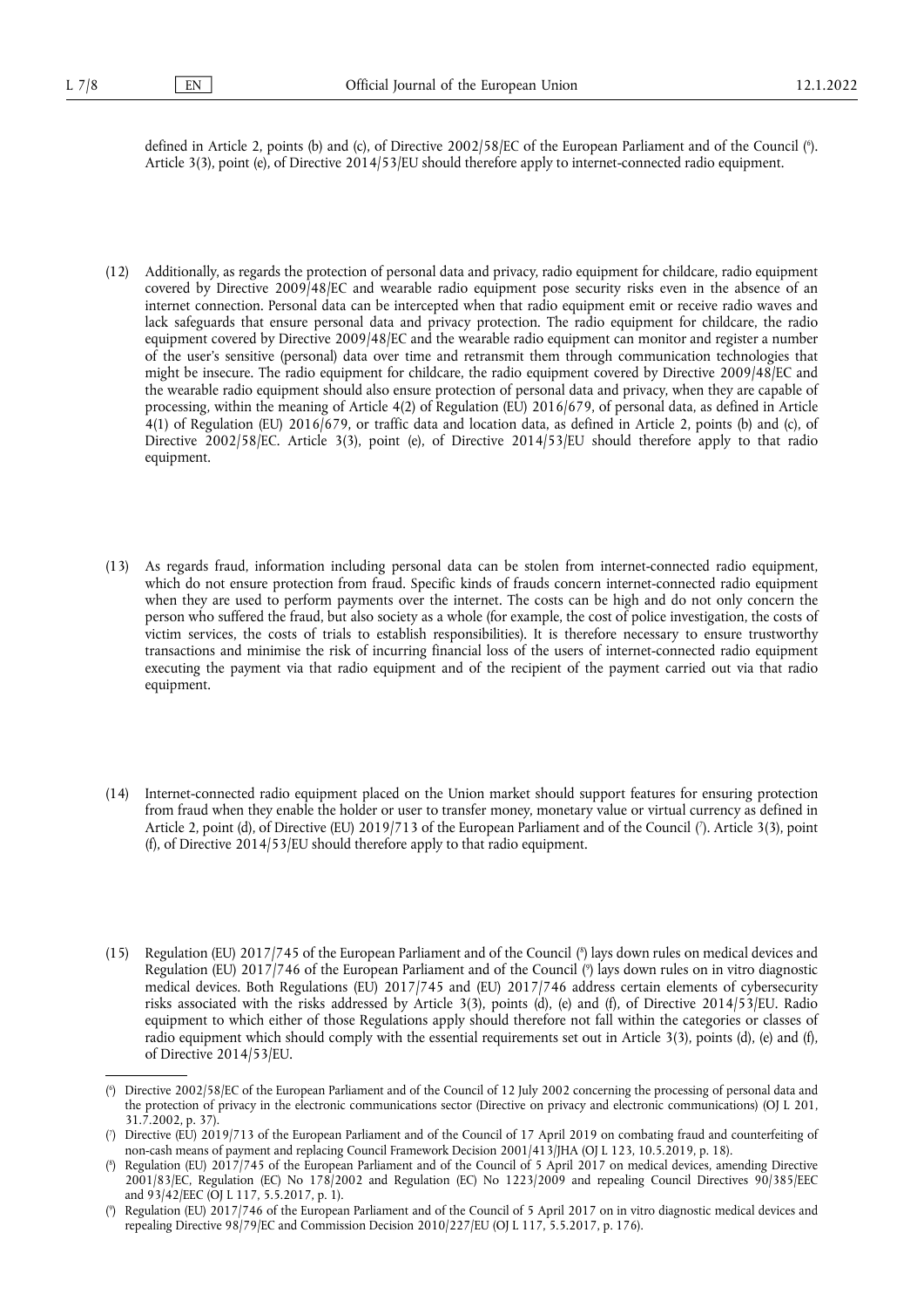defined in Article 2, points (b) and (c), of Directive 2002/58/EC of the European Parliament and of the Council [6]. Article 3(3), point (e), of Directive 2014/53/EU should therefore apply to internet-connected radio equipment.

(12) Additionally, as regards the protection of personal data and privacy, radio equipment for childcare, radio equipment covered by Directive 2009/48/EC and wearable radio equipment pose security risks even in the absence of an internet connection. Personal data can be intercepted when that radio equipment emit or receive radio waves and lack safeguards that ensure personal data and privacy protection. The radio equipment for childcare, the radio equipment covered by Directive 2009/48/EC and the wearable radio equipment can monitor and register a number of the user's sensitive (personal) data over time and retransmit them through communication technologies that might be insecure. The radio equipment for childcare, the radio equipment covered by Directive 2009/48/EC and the wearable radio equipment should also ensure protection of personal data and privacy, when they are capable of processing, within the meaning of Article 4(2) of Regulation (EU) 2016/679, of personal data, as defined in Article 4(1) of Regulation (EU) 2016/679, or traffic data and location data, as defined in Article 2, points (b) and (c), of Directive 2002/58/EC. Article 3(3), point (e), of Directive 2014/53/EU should therefore apply to that radio equipment.

(13) As regards fraud, information including personal data can be stolen from internet-connected radio equipment, which do not ensure protection from fraud. Specific kinds of frauds concern internet-connected radio equipment when they are used to perform payments over the internet. The costs can be high and do not only concern the person who suffered the fraud, but also society as a whole (for example, the cost of police investigation, the costs of victim services, the costs of trials to establish responsibilities). It is therefore necessary to ensure trustworthy transactions and minimise the risk of incurring financial loss of the users of internet-connected radio equipment executing the payment via that radio equipment and of the recipient of the payment carried out via that radio equipment.

(14) Internet-connected radio equipment placed on the Union market should support features for ensuring protection from fraud when they enable the holder or user to transfer money, monetary value or virtual currency as defined in Article 2, point (d), of Directive (EU) 2019/713 of the European Parliament and of the Council [7]. Article 3(3), point (f), of Directive 2014/53/EU should therefore apply to that radio equipment.

(15) Regulation (EU) 2017/745 of the European Parliament and of the Council [8] lays down rules on medical devices and Regulation (EU) 2017/746 of the European Parliament and of the Council [9] lays down rules on in vitro diagnostic medical devices. Both Regulations (EU) 2017/745 and (EU) 2017/746 address certain elements of cybersecurity risks associated with the risks addressed by Article 3(3), points (d), (e) and (f), of Directive 2014/53/EU. Radio equipment to which either of those Regulations apply should therefore not fall within the categories or classes of radio equipment which should comply with the essential requirements set out in Article 3(3), points (d), (e) and (f), of Directive 2014/53/EU.

---

[6] Directive 2002/58/EC of the European Parliament and of the Council of 12 July 2002 concerning the processing of personal data and the protection of privacy in the electronic communications sector (Directive on privacy and electronic communications) (OJ L 201, 31.7.2002, p. 37).

[7] Directive (EU) 2019/713 of the European Parliament and of the Council of 17 April 2019 on combating fraud and counterfeiting of non-cash means of payment and replacing Council Framework Decision 2001/413/JHA (OJ L 123, 10.5.2019, p. 18).

[8] Regulation (EU) 2017/745 of the European Parliament and of the Council of 5 April 2017 on medical devices, amending Directive 2001/83/EC, Regulation (EC) No 178/2002 and Regulation (EC) No 1223/2009 and repealing Council Directives 90/385/EEC and 93/42/EEC (OJ L 117, 5.5.2017, p. 1).

[9] Regulation (EU) 2017/746 of the European Parliament and of the Council of 5 April 2017 on in vitro diagnostic medical devices and repealing Directive 98/79/EC and Commission Decision 2010/227/EU (OJ L 117, 5.5.2017, p. 176).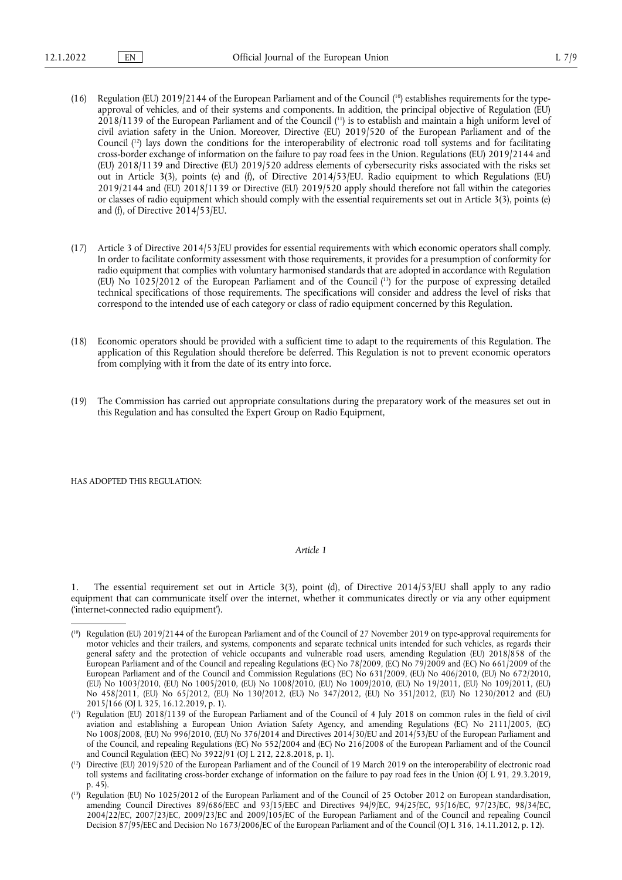(16) Regulation (EU) 2019/2144 of the European Parliament and of the Council [10] establishes requirements for the type-approval of vehicles, and of their systems and components. In addition, the principal objective of Regulation (EU) 2018/1139 of the European Parliament and of the Council [11] is to establish and maintain a high uniform level of civil aviation safety in the Union. Moreover, Directive (EU) 2019/520 of the European Parliament and of the Council [12] lays down the conditions for the interoperability of electronic road toll systems and for facilitating cross-border exchange of information on the failure to pay road fees in the Union. Regulations (EU) 2019/2144 and (EU) 2018/1139 and Directive (EU) 2019/520 address elements of cybersecurity risks associated with the risks set out in Article 3(3), points (e) and (f), of Directive 2014/53/EU. Radio equipment to which Regulations (EU) 2019/2144 and (EU) 2018/1139 or Directive (EU) 2019/520 apply should therefore not fall within the categories or classes of radio equipment which should comply with the essential requirements set out in Article 3(3), points (e) and (f), of Directive 2014/53/EU.

(17) Article 3 of Directive 2014/53/EU provides for essential requirements with which economic operators shall comply. In order to facilitate conformity assessment with those requirements, it provides for a presumption of conformity for radio equipment that complies with voluntary harmonised standards that are adopted in accordance with Regulation (EU) No 1025/2012 of the European Parliament and of the Council [13] for the purpose of expressing detailed technical specifications of those requirements. The specifications will consider and address the level of risks that correspond to the intended use of each category or class of radio equipment concerned by this Regulation.

(18) Economic operators should be provided with a sufficient time to adapt to the requirements of this Regulation. The application of this Regulation should therefore be deferred. This Regulation is not to prevent economic operators from complying with it from the date of its entry into force.

(19) The Commission has carried out appropriate consultations during the preparatory work of the measures set out in this Regulation and has consulted the Expert Group on Radio Equipment,

HAS ADOPTED THIS REGULATION:

*Article 1*

1. The essential requirement set out in Article 3(3), point (d), of Directive 2014/53/EU shall apply to any radio equipment that can communicate itself over the internet, whether it communicates directly or via any other equipment ('internet-connected radio equipment').

---

[10] Regulation (EU) 2019/2144 of the European Parliament and of the Council of 27 November 2019 on type-approval requirements for motor vehicles and their trailers, and systems, components and separate technical units intended for such vehicles, as regards their general safety and the protection of vehicle occupants and vulnerable road users, amending Regulation (EU) 2018/858 of the European Parliament and of the Council and repealing Regulations (EC) No 78/2009, (EC) No 79/2009 and (EC) No 661/2009 of the European Parliament and of the Council and Commission Regulations (EC) No 631/2009, (EU) No 406/2010, (EU) No 672/2010, (EU) No 1003/2010, (EU) No 1005/2010, (EU) No 1008/2010, (EU) No 1009/2010, (EU) No 19/2011, (EU) No 109/2011, (EU) No 458/2011, (EU) No 65/2012, (EU) No 130/2012, (EU) No 347/2012, (EU) No 351/2012, (EU) No 1230/2012 and (EU) 2015/166 (OJ L 325, 16.12.2019, p. 1).

[11] Regulation (EU) 2018/1139 of the European Parliament and of the Council of 4 July 2018 on common rules in the field of civil aviation and establishing a European Union Aviation Safety Agency, and amending Regulations (EC) No 2111/2005, (EC) No 1008/2008, (EU) No 996/2010, (EU) No 376/2014 and Directives 2014/30/EU and 2014/53/EU of the European Parliament and of the Council, and repealing Regulations (EC) No 552/2004 and (EC) No 216/2008 of the European Parliament and of the Council and Council Regulation (EEC) No 3922/91 (OJ L 212, 22.8.2018, p. 1).

[12] Directive (EU) 2019/520 of the European Parliament and of the Council of 19 March 2019 on the interoperability of electronic road toll systems and facilitating cross-border exchange of information on the failure to pay road fees in the Union (OJ L 91, 29.3.2019, p. 45).

[13] Regulation (EU) No 1025/2012 of the European Parliament and of the Council of 25 October 2012 on European standardisation, amending Council Directives 89/686/EEC and 93/15/EEC and Directives 94/9/EC, 94/25/EC, 95/16/EC, 97/23/EC, 98/34/EC, 2004/22/EC, 2007/23/EC, 2009/23/EC and 2009/105/EC of the European Parliament and of the Council and repealing Council Decision 87/95/EEC and Decision No 1673/2006/EC of the European Parliament and of the Council (OJ L 316, 14.11.2012, p. 12).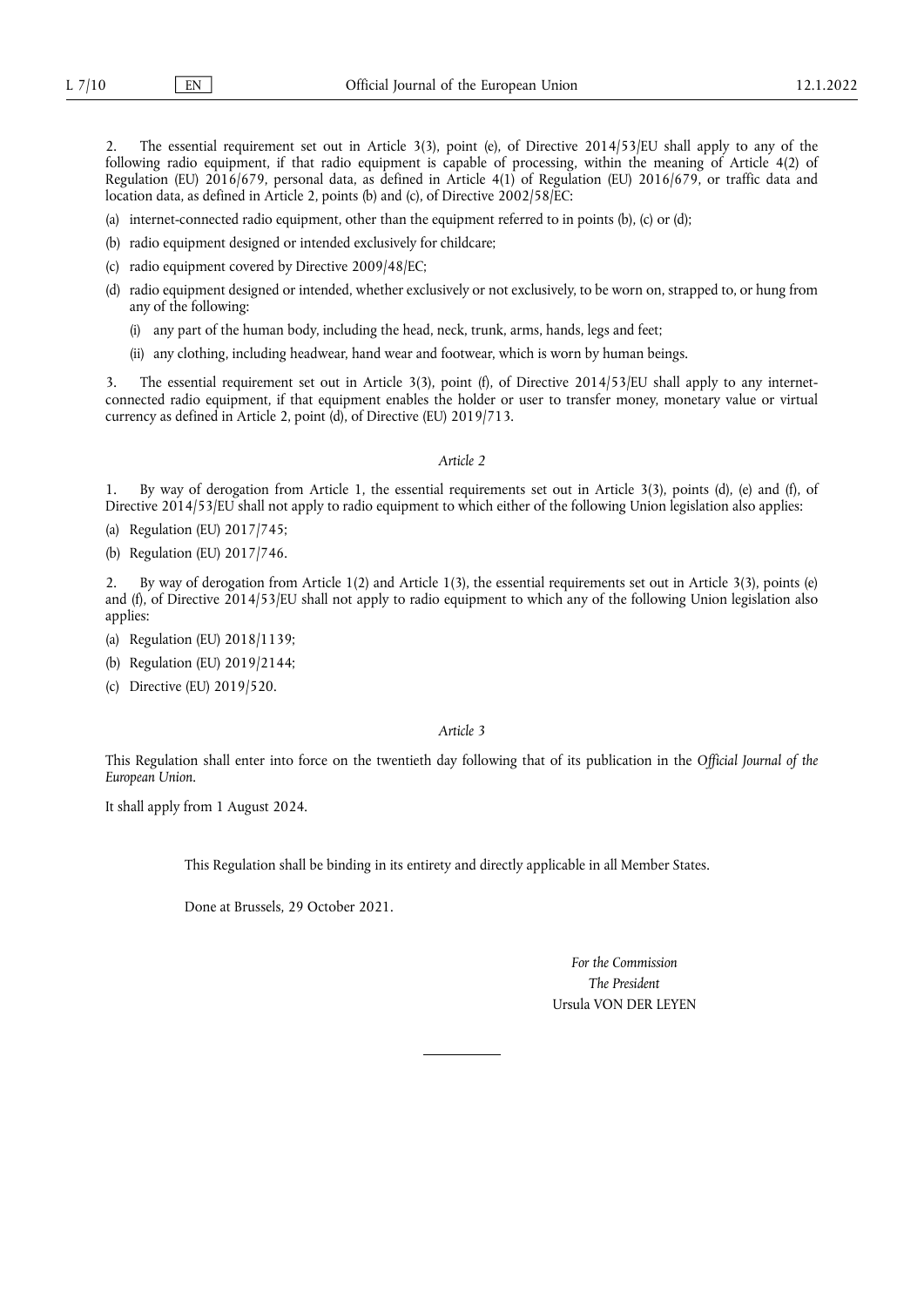2. The essential requirement set out in Article 3(3), point (e), of Directive 2014/53/EU shall apply to any of the following radio equipment, if that radio equipment is capable of processing, within the meaning of Article 4(2) of Regulation (EU) 2016/679, personal data, as defined in Article 4(1) of Regulation (EU) 2016/679, or traffic data and location data, as defined in Article 2, points (b) and (c), of Directive 2002/58/EC:

(a) internet-connected radio equipment, other than the equipment referred to in points (b), (c) or (d);

(b) radio equipment designed or intended exclusively for childcare;

(c) radio equipment covered by Directive 2009/48/EC;

(d) radio equipment designed or intended, whether exclusively or not exclusively, to be worn on, strapped to, or hung from any of the following:

  (i) any part of the human body, including the head, neck, trunk, arms, hands, legs and feet;

  (ii) any clothing, including headwear, hand wear and footwear, which is worn by human beings.

3. The essential requirement set out in Article 3(3), point (f), of Directive 2014/53/EU shall apply to any internet-connected radio equipment, if that equipment enables the holder or user to transfer money, monetary value or virtual currency as defined in Article 2, point (d), of Directive (EU) 2019/713.

*Article 2*

1. By way of derogation from Article 1, the essential requirements set out in Article 3(3), points (d), (e) and (f), of Directive 2014/53/EU shall not apply to radio equipment to which either of the following Union legislation also applies:

(a) Regulation (EU) 2017/745;

(b) Regulation (EU) 2017/746.

2. By way of derogation from Article 1(2) and Article 1(3), the essential requirements set out in Article 3(3), points (e) and (f), of Directive 2014/53/EU shall not apply to radio equipment to which any of the following Union legislation also applies:

(a) Regulation (EU) 2018/1139;

(b) Regulation (EU) 2019/2144;

(c) Directive (EU) 2019/520.

*Article 3*

This Regulation shall enter into force on the twentieth day following that of its publication in the *Official Journal of the European Union*.

It shall apply from 1 August 2024.

This Regulation shall be binding in its entirety and directly applicable in all Member States.

Done at Brussels, 29 October 2021.

*For the Commission*

*The President*

Ursula VON DER LEYEN